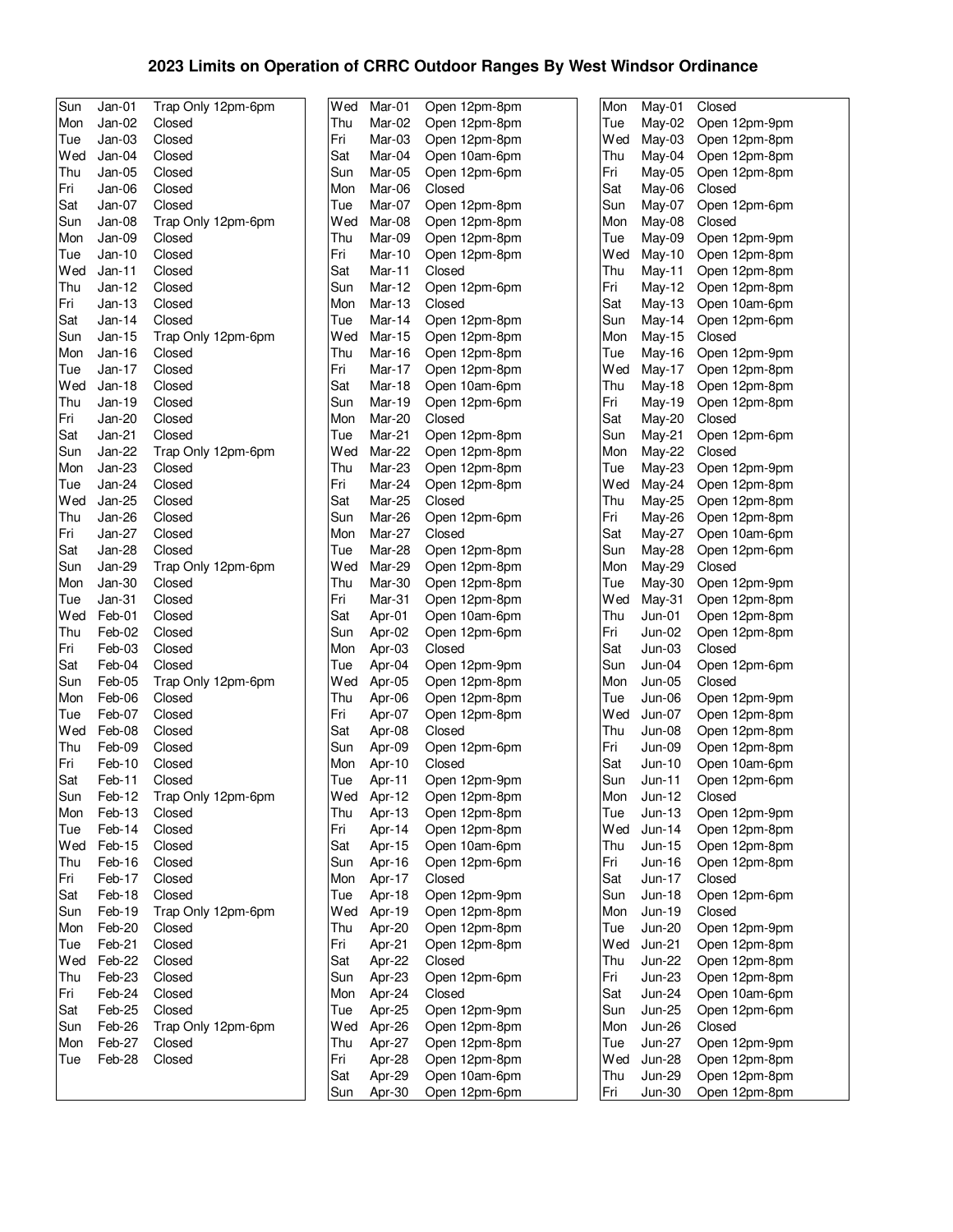# 2023 Limits on Operation of CRRC Outdoor Ranges By West Windsor Ordinance

| Day | Date | Status |
|---|---|---|
| Sun | Jan-01 | Trap Only 12pm-6pm |
| Mon | Jan-02 | Closed |
| Tue | Jan-03 | Closed |
| Wed | Jan-04 | Closed |
| Thu | Jan-05 | Closed |
| Fri | Jan-06 | Closed |
| Sat | Jan-07 | Closed |
| Sun | Jan-08 | Trap Only 12pm-6pm |
| Mon | Jan-09 | Closed |
| Tue | Jan-10 | Closed |
| Wed | Jan-11 | Closed |
| Thu | Jan-12 | Closed |
| Fri | Jan-13 | Closed |
| Sat | Jan-14 | Closed |
| Sun | Jan-15 | Trap Only 12pm-6pm |
| Mon | Jan-16 | Closed |
| Tue | Jan-17 | Closed |
| Wed | Jan-18 | Closed |
| Thu | Jan-19 | Closed |
| Fri | Jan-20 | Closed |
| Sat | Jan-21 | Closed |
| Sun | Jan-22 | Trap Only 12pm-6pm |
| Mon | Jan-23 | Closed |
| Tue | Jan-24 | Closed |
| Wed | Jan-25 | Closed |
| Thu | Jan-26 | Closed |
| Fri | Jan-27 | Closed |
| Sat | Jan-28 | Closed |
| Sun | Jan-29 | Trap Only 12pm-6pm |
| Mon | Jan-30 | Closed |
| Tue | Jan-31 | Closed |
| Wed | Feb-01 | Closed |
| Thu | Feb-02 | Closed |
| Fri | Feb-03 | Closed |
| Sat | Feb-04 | Closed |
| Sun | Feb-05 | Trap Only 12pm-6pm |
| Mon | Feb-06 | Closed |
| Tue | Feb-07 | Closed |
| Wed | Feb-08 | Closed |
| Thu | Feb-09 | Closed |
| Fri | Feb-10 | Closed |
| Sat | Feb-11 | Closed |
| Sun | Feb-12 | Trap Only 12pm-6pm |
| Mon | Feb-13 | Closed |
| Tue | Feb-14 | Closed |
| Wed | Feb-15 | Closed |
| Thu | Feb-16 | Closed |
| Fri | Feb-17 | Closed |
| Sat | Feb-18 | Closed |
| Sun | Feb-19 | Trap Only 12pm-6pm |
| Mon | Feb-20 | Closed |
| Tue | Feb-21 | Closed |
| Wed | Feb-22 | Closed |
| Thu | Feb-23 | Closed |
| Fri | Feb-24 | Closed |
| Sat | Feb-25 | Closed |
| Sun | Feb-26 | Trap Only 12pm-6pm |
| Mon | Feb-27 | Closed |
| Tue | Feb-28 | Closed |
| Wed | Mar-01 | Open 12pm-8pm |
| Thu | Mar-02 | Open 12pm-8pm |
| Fri | Mar-03 | Open 12pm-8pm |
| Sat | Mar-04 | Open 10am-6pm |
| Sun | Mar-05 | Open 12pm-6pm |
| Mon | Mar-06 | Closed |
| Tue | Mar-07 | Open 12pm-8pm |
| Wed | Mar-08 | Open 12pm-8pm |
| Thu | Mar-09 | Open 12pm-8pm |
| Fri | Mar-10 | Open 12pm-8pm |
| Sat | Mar-11 | Closed |
| Sun | Mar-12 | Open 12pm-6pm |
| Mon | Mar-13 | Closed |
| Tue | Mar-14 | Open 12pm-8pm |
| Wed | Mar-15 | Open 12pm-8pm |
| Thu | Mar-16 | Open 12pm-8pm |
| Fri | Mar-17 | Open 12pm-8pm |
| Sat | Mar-18 | Open 10am-6pm |
| Sun | Mar-19 | Open 12pm-6pm |
| Mon | Mar-20 | Closed |
| Tue | Mar-21 | Open 12pm-8pm |
| Wed | Mar-22 | Open 12pm-8pm |
| Thu | Mar-23 | Open 12pm-8pm |
| Fri | Mar-24 | Open 12pm-8pm |
| Sat | Mar-25 | Closed |
| Sun | Mar-26 | Open 12pm-6pm |
| Mon | Mar-27 | Closed |
| Tue | Mar-28 | Open 12pm-8pm |
| Wed | Mar-29 | Open 12pm-8pm |
| Thu | Mar-30 | Open 12pm-8pm |
| Fri | Mar-31 | Open 12pm-8pm |
| Sat | Apr-01 | Open 10am-6pm |
| Sun | Apr-02 | Open 12pm-6pm |
| Mon | Apr-03 | Closed |
| Tue | Apr-04 | Open 12pm-9pm |
| Wed | Apr-05 | Open 12pm-8pm |
| Thu | Apr-06 | Open 12pm-8pm |
| Fri | Apr-07 | Open 12pm-8pm |
| Sat | Apr-08 | Closed |
| Sun | Apr-09 | Open 12pm-6pm |
| Mon | Apr-10 | Closed |
| Tue | Apr-11 | Open 12pm-9pm |
| Wed | Apr-12 | Open 12pm-8pm |
| Thu | Apr-13 | Open 12pm-8pm |
| Fri | Apr-14 | Open 12pm-8pm |
| Sat | Apr-15 | Open 10am-6pm |
| Sun | Apr-16 | Open 12pm-6pm |
| Mon | Apr-17 | Closed |
| Tue | Apr-18 | Open 12pm-9pm |
| Wed | Apr-19 | Open 12pm-8pm |
| Thu | Apr-20 | Open 12pm-8pm |
| Fri | Apr-21 | Open 12pm-8pm |
| Sat | Apr-22 | Closed |
| Sun | Apr-23 | Open 12pm-6pm |
| Mon | Apr-24 | Closed |
| Tue | Apr-25 | Open 12pm-9pm |
| Wed | Apr-26 | Open 12pm-8pm |
| Thu | Apr-27 | Open 12pm-8pm |
| Fri | Apr-28 | Open 12pm-8pm |
| Sat | Apr-29 | Open 10am-6pm |
| Sun | Apr-30 | Open 12pm-6pm |
| Mon | May-01 | Closed |
| Tue | May-02 | Open 12pm-9pm |
| Wed | May-03 | Open 12pm-8pm |
| Thu | May-04 | Open 12pm-8pm |
| Fri | May-05 | Open 12pm-8pm |
| Sat | May-06 | Closed |
| Sun | May-07 | Open 12pm-6pm |
| Mon | May-08 | Closed |
| Tue | May-09 | Open 12pm-9pm |
| Wed | May-10 | Open 12pm-8pm |
| Thu | May-11 | Open 12pm-8pm |
| Fri | May-12 | Open 12pm-8pm |
| Sat | May-13 | Open 10am-6pm |
| Sun | May-14 | Open 12pm-6pm |
| Mon | May-15 | Closed |
| Tue | May-16 | Open 12pm-9pm |
| Wed | May-17 | Open 12pm-8pm |
| Thu | May-18 | Open 12pm-8pm |
| Fri | May-19 | Open 12pm-8pm |
| Sat | May-20 | Closed |
| Sun | May-21 | Open 12pm-6pm |
| Mon | May-22 | Closed |
| Tue | May-23 | Open 12pm-9pm |
| Wed | May-24 | Open 12pm-8pm |
| Thu | May-25 | Open 12pm-8pm |
| Fri | May-26 | Open 12pm-8pm |
| Sat | May-27 | Open 10am-6pm |
| Sun | May-28 | Open 12pm-6pm |
| Mon | May-29 | Closed |
| Tue | May-30 | Open 12pm-9pm |
| Wed | May-31 | Open 12pm-8pm |
| Thu | Jun-01 | Open 12pm-8pm |
| Fri | Jun-02 | Open 12pm-8pm |
| Sat | Jun-03 | Closed |
| Sun | Jun-04 | Open 12pm-6pm |
| Mon | Jun-05 | Closed |
| Tue | Jun-06 | Open 12pm-9pm |
| Wed | Jun-07 | Open 12pm-8pm |
| Thu | Jun-08 | Open 12pm-8pm |
| Fri | Jun-09 | Open 12pm-8pm |
| Sat | Jun-10 | Open 10am-6pm |
| Sun | Jun-11 | Open 12pm-6pm |
| Mon | Jun-12 | Closed |
| Tue | Jun-13 | Open 12pm-9pm |
| Wed | Jun-14 | Open 12pm-8pm |
| Thu | Jun-15 | Open 12pm-8pm |
| Fri | Jun-16 | Open 12pm-8pm |
| Sat | Jun-17 | Closed |
| Sun | Jun-18 | Open 12pm-6pm |
| Mon | Jun-19 | Closed |
| Tue | Jun-20 | Open 12pm-9pm |
| Wed | Jun-21 | Open 12pm-8pm |
| Thu | Jun-22 | Open 12pm-8pm |
| Fri | Jun-23 | Open 12pm-8pm |
| Sat | Jun-24 | Open 10am-6pm |
| Sun | Jun-25 | Open 12pm-6pm |
| Mon | Jun-26 | Closed |
| Tue | Jun-27 | Open 12pm-9pm |
| Wed | Jun-28 | Open 12pm-8pm |
| Thu | Jun-29 | Open 12pm-8pm |
| Fri | Jun-30 | Open 12pm-8pm |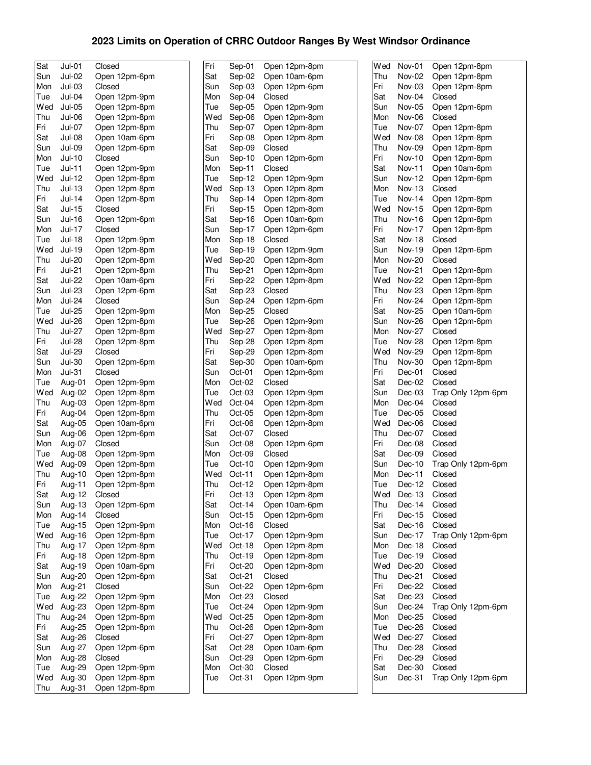# 2023 Limits on Operation of CRRC Outdoor Ranges By West Windsor Ordinance

| | | |
|---|---|---|
| Sat | Jul-01 | Closed |
| Sun | Jul-02 | Open 12pm-6pm |
| Mon | Jul-03 | Closed |
| Tue | Jul-04 | Open 12pm-9pm |
| Wed | Jul-05 | Open 12pm-8pm |
| Thu | Jul-06 | Open 12pm-8pm |
| Fri | Jul-07 | Open 12pm-8pm |
| Sat | Jul-08 | Open 10am-6pm |
| Sun | Jul-09 | Open 12pm-6pm |
| Mon | Jul-10 | Closed |
| Tue | Jul-11 | Open 12pm-9pm |
| Wed | Jul-12 | Open 12pm-8pm |
| Thu | Jul-13 | Open 12pm-8pm |
| Fri | Jul-14 | Open 12pm-8pm |
| Sat | Jul-15 | Closed |
| Sun | Jul-16 | Open 12pm-6pm |
| Mon | Jul-17 | Closed |
| Tue | Jul-18 | Open 12pm-9pm |
| Wed | Jul-19 | Open 12pm-8pm |
| Thu | Jul-20 | Open 12pm-8pm |
| Fri | Jul-21 | Open 12pm-8pm |
| Sat | Jul-22 | Open 10am-6pm |
| Sun | Jul-23 | Open 12pm-6pm |
| Mon | Jul-24 | Closed |
| Tue | Jul-25 | Open 12pm-9pm |
| Wed | Jul-26 | Open 12pm-8pm |
| Thu | Jul-27 | Open 12pm-8pm |
| Fri | Jul-28 | Open 12pm-8pm |
| Sat | Jul-29 | Closed |
| Sun | Jul-30 | Open 12pm-6pm |
| Mon | Jul-31 | Closed |
| Tue | Aug-01 | Open 12pm-9pm |
| Wed | Aug-02 | Open 12pm-8pm |
| Thu | Aug-03 | Open 12pm-8pm |
| Fri | Aug-04 | Open 12pm-8pm |
| Sat | Aug-05 | Open 10am-6pm |
| Sun | Aug-06 | Open 12pm-6pm |
| Mon | Aug-07 | Closed |
| Tue | Aug-08 | Open 12pm-9pm |
| Wed | Aug-09 | Open 12pm-8pm |
| Thu | Aug-10 | Open 12pm-8pm |
| Fri | Aug-11 | Open 12pm-8pm |
| Sat | Aug-12 | Closed |
| Sun | Aug-13 | Open 12pm-6pm |
| Mon | Aug-14 | Closed |
| Tue | Aug-15 | Open 12pm-9pm |
| Wed | Aug-16 | Open 12pm-8pm |
| Thu | Aug-17 | Open 12pm-8pm |
| Fri | Aug-18 | Open 12pm-8pm |
| Sat | Aug-19 | Open 10am-6pm |
| Sun | Aug-20 | Open 12pm-6pm |
| Mon | Aug-21 | Closed |
| Tue | Aug-22 | Open 12pm-9pm |
| Wed | Aug-23 | Open 12pm-8pm |
| Thu | Aug-24 | Open 12pm-8pm |
| Fri | Aug-25 | Open 12pm-8pm |
| Sat | Aug-26 | Closed |
| Sun | Aug-27 | Open 12pm-6pm |
| Mon | Aug-28 | Closed |
| Tue | Aug-29 | Open 12pm-9pm |
| Wed | Aug-30 | Open 12pm-8pm |
| Thu | Aug-31 | Open 12pm-8pm |

| | | |
|---|---|---|
| Fri | Sep-01 | Open 12pm-8pm |
| Sat | Sep-02 | Open 10am-6pm |
| Sun | Sep-03 | Open 12pm-6pm |
| Mon | Sep-04 | Closed |
| Tue | Sep-05 | Open 12pm-9pm |
| Wed | Sep-06 | Open 12pm-8pm |
| Thu | Sep-07 | Open 12pm-8pm |
| Fri | Sep-08 | Open 12pm-8pm |
| Sat | Sep-09 | Closed |
| Sun | Sep-10 | Open 12pm-6pm |
| Mon | Sep-11 | Closed |
| Tue | Sep-12 | Open 12pm-9pm |
| Wed | Sep-13 | Open 12pm-8pm |
| Thu | Sep-14 | Open 12pm-8pm |
| Fri | Sep-15 | Open 12pm-8pm |
| Sat | Sep-16 | Open 10am-6pm |
| Sun | Sep-17 | Open 12pm-6pm |
| Mon | Sep-18 | Closed |
| Tue | Sep-19 | Open 12pm-9pm |
| Wed | Sep-20 | Open 12pm-8pm |
| Thu | Sep-21 | Open 12pm-8pm |
| Fri | Sep-22 | Open 12pm-8pm |
| Sat | Sep-23 | Closed |
| Sun | Sep-24 | Open 12pm-6pm |
| Mon | Sep-25 | Closed |
| Tue | Sep-26 | Open 12pm-9pm |
| Wed | Sep-27 | Open 12pm-8pm |
| Thu | Sep-28 | Open 12pm-8pm |
| Fri | Sep-29 | Open 12pm-8pm |
| Sat | Sep-30 | Open 10am-6pm |
| Sun | Oct-01 | Open 12pm-6pm |
| Mon | Oct-02 | Closed |
| Tue | Oct-03 | Open 12pm-9pm |
| Wed | Oct-04 | Open 12pm-8pm |
| Thu | Oct-05 | Open 12pm-8pm |
| Fri | Oct-06 | Open 12pm-8pm |
| Sat | Oct-07 | Closed |
| Sun | Oct-08 | Open 12pm-6pm |
| Mon | Oct-09 | Closed |
| Tue | Oct-10 | Open 12pm-9pm |
| Wed | Oct-11 | Open 12pm-8pm |
| Thu | Oct-12 | Open 12pm-8pm |
| Fri | Oct-13 | Open 12pm-8pm |
| Sat | Oct-14 | Open 10am-6pm |
| Sun | Oct-15 | Open 12pm-6pm |
| Mon | Oct-16 | Closed |
| Tue | Oct-17 | Open 12pm-9pm |
| Wed | Oct-18 | Open 12pm-8pm |
| Thu | Oct-19 | Open 12pm-8pm |
| Fri | Oct-20 | Open 12pm-8pm |
| Sat | Oct-21 | Closed |
| Sun | Oct-22 | Open 12pm-6pm |
| Mon | Oct-23 | Closed |
| Tue | Oct-24 | Open 12pm-9pm |
| Wed | Oct-25 | Open 12pm-8pm |
| Thu | Oct-26 | Open 12pm-8pm |
| Fri | Oct-27 | Open 12pm-8pm |
| Sat | Oct-28 | Open 10am-6pm |
| Sun | Oct-29 | Open 12pm-6pm |
| Mon | Oct-30 | Closed |
| Tue | Oct-31 | Open 12pm-9pm |

| | | |
|---|---|---|
| Wed | Nov-01 | Open 12pm-8pm |
| Thu | Nov-02 | Open 12pm-8pm |
| Fri | Nov-03 | Open 12pm-8pm |
| Sat | Nov-04 | Closed |
| Sun | Nov-05 | Open 12pm-6pm |
| Mon | Nov-06 | Closed |
| Tue | Nov-07 | Open 12pm-8pm |
| Wed | Nov-08 | Open 12pm-8pm |
| Thu | Nov-09 | Open 12pm-8pm |
| Fri | Nov-10 | Open 12pm-8pm |
| Sat | Nov-11 | Open 10am-6pm |
| Sun | Nov-12 | Open 12pm-6pm |
| Mon | Nov-13 | Closed |
| Tue | Nov-14 | Open 12pm-8pm |
| Wed | Nov-15 | Open 12pm-8pm |
| Thu | Nov-16 | Open 12pm-8pm |
| Fri | Nov-17 | Open 12pm-8pm |
| Sat | Nov-18 | Closed |
| Sun | Nov-19 | Open 12pm-6pm |
| Mon | Nov-20 | Closed |
| Tue | Nov-21 | Open 12pm-8pm |
| Wed | Nov-22 | Open 12pm-8pm |
| Thu | Nov-23 | Open 12pm-8pm |
| Fri | Nov-24 | Open 12pm-8pm |
| Sat | Nov-25 | Open 10am-6pm |
| Sun | Nov-26 | Open 12pm-6pm |
| Mon | Nov-27 | Closed |
| Tue | Nov-28 | Open 12pm-8pm |
| Wed | Nov-29 | Open 12pm-8pm |
| Thu | Nov-30 | Open 12pm-8pm |
| Fri | Dec-01 | Closed |
| Sat | Dec-02 | Closed |
| Sun | Dec-03 | Trap Only 12pm-6pm |
| Mon | Dec-04 | Closed |
| Tue | Dec-05 | Closed |
| Wed | Dec-06 | Closed |
| Thu | Dec-07 | Closed |
| Fri | Dec-08 | Closed |
| Sat | Dec-09 | Closed |
| Sun | Dec-10 | Trap Only 12pm-6pm |
| Mon | Dec-11 | Closed |
| Tue | Dec-12 | Closed |
| Wed | Dec-13 | Closed |
| Thu | Dec-14 | Closed |
| Fri | Dec-15 | Closed |
| Sat | Dec-16 | Closed |
| Sun | Dec-17 | Trap Only 12pm-6pm |
| Mon | Dec-18 | Closed |
| Tue | Dec-19 | Closed |
| Wed | Dec-20 | Closed |
| Thu | Dec-21 | Closed |
| Fri | Dec-22 | Closed |
| Sat | Dec-23 | Closed |
| Sun | Dec-24 | Trap Only 12pm-6pm |
| Mon | Dec-25 | Closed |
| Tue | Dec-26 | Closed |
| Wed | Dec-27 | Closed |
| Thu | Dec-28 | Closed |
| Fri | Dec-29 | Closed |
| Sat | Dec-30 | Closed |
| Sun | Dec-31 | Trap Only 12pm-6pm |